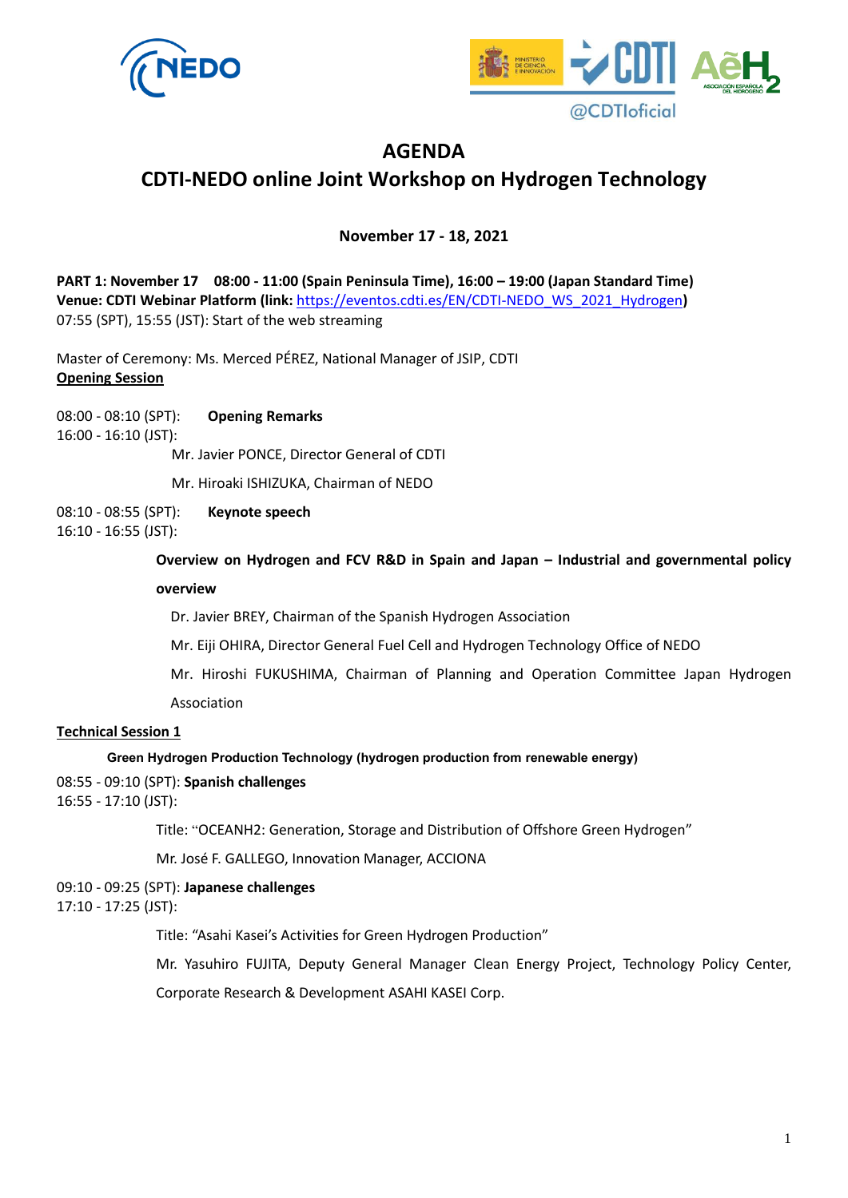# AGENDA

## CDTI-NEDO online Joint Workshop on Hydrogen Technology

**November 17 - 18, 2021**

**PART 1: November 17 08:00 - 11:00 (Spain Peninsula Time), 16:00 – 19:00 (Japan Standard Time)**
**Venue: CDTI Webinar Platform (link:** https://eventos.cdti.es/EN/CDTI-NEDO_WS_2021_Hydrogen**)**
07:55 (SPT), 15:55 (JST): Start of the web streaming

Master of Ceremony: Ms. Merced PÉREZ, National Manager of JSIP, CDTI

**Opening Session**

08:00 - 08:10 (SPT): **Opening Remarks**
16:00 - 16:10 (JST):

Mr. Javier PONCE, Director General of CDTI

Mr. Hiroaki ISHIZUKA, Chairman of NEDO

08:10 - 08:55 (SPT): **Keynote speech**
16:10 - 16:55 (JST):

**Overview on Hydrogen and FCV R&D in Spain and Japan – Industrial and governmental policy overview**

Dr. Javier BREY, Chairman of the Spanish Hydrogen Association

Mr. Eiji OHIRA, Director General Fuel Cell and Hydrogen Technology Office of NEDO

Mr. Hiroshi FUKUSHIMA, Chairman of Planning and Operation Committee Japan Hydrogen Association

**Technical Session 1**

**Green Hydrogen Production Technology (hydrogen production from renewable energy)**

08:55 - 09:10 (SPT): **Spanish challenges**
16:55 - 17:10 (JST):

Title: "OCEANH2: Generation, Storage and Distribution of Offshore Green Hydrogen"

Mr. José F. GALLEGO, Innovation Manager, ACCIONA

09:10 - 09:25 (SPT): **Japanese challenges**
17:10 - 17:25 (JST):

Title: "Asahi Kasei's Activities for Green Hydrogen Production"

Mr. Yasuhiro FUJITA, Deputy General Manager Clean Energy Project, Technology Policy Center, Corporate Research & Development ASAHI KASEI Corp.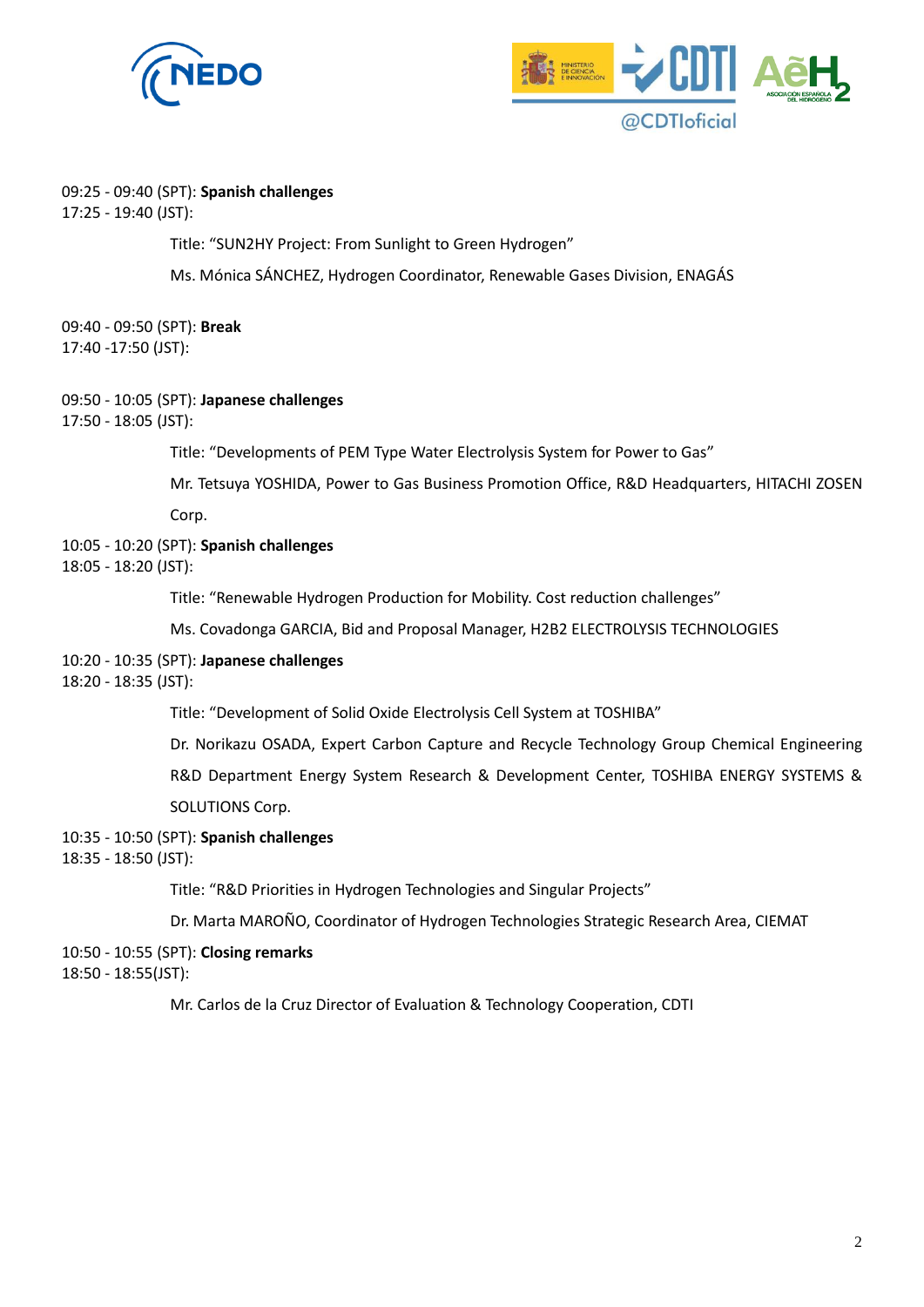09:25 - 09:40 (SPT): **Spanish challenges**
17:25 - 19:40 (JST):

Title: "SUN2HY Project: From Sunlight to Green Hydrogen"

Ms. Mónica SÁNCHEZ, Hydrogen Coordinator, Renewable Gases Division, ENAGÁS

09:40 - 09:50 (SPT): **Break**
17:40 -17:50 (JST):

09:50 - 10:05 (SPT): **Japanese challenges**
17:50 - 18:05 (JST):

Title: "Developments of PEM Type Water Electrolysis System for Power to Gas"

Mr. Tetsuya YOSHIDA, Power to Gas Business Promotion Office, R&D Headquarters, HITACHI ZOSEN Corp.

10:05 - 10:20 (SPT): **Spanish challenges**
18:05 - 18:20 (JST):

Title: "Renewable Hydrogen Production for Mobility. Cost reduction challenges"

Ms. Covadonga GARCIA, Bid and Proposal Manager, H2B2 ELECTROLYSIS TECHNOLOGIES

10:20 - 10:35 (SPT): **Japanese challenges**
18:20 - 18:35 (JST):

Title: "Development of Solid Oxide Electrolysis Cell System at TOSHIBA"

Dr. Norikazu OSADA, Expert Carbon Capture and Recycle Technology Group Chemical Engineering R&D Department Energy System Research & Development Center, TOSHIBA ENERGY SYSTEMS & SOLUTIONS Corp.

10:35 - 10:50 (SPT): **Spanish challenges**
18:35 - 18:50 (JST):

Title: "R&D Priorities in Hydrogen Technologies and Singular Projects"

Dr. Marta MAROÑO, Coordinator of Hydrogen Technologies Strategic Research Area, CIEMAT

10:50 - 10:55 (SPT): **Closing remarks**
18:50 - 18:55(JST):

Mr. Carlos de la Cruz Director of Evaluation & Technology Cooperation, CDTI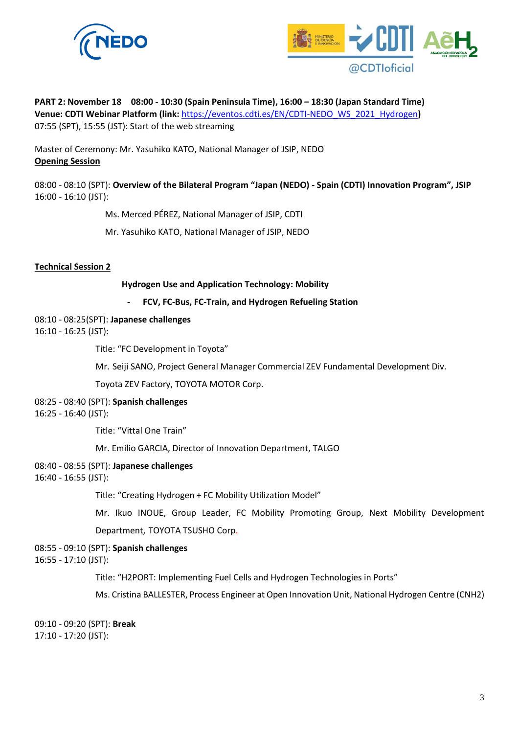**PART 2: November 18  08:00 - 10:30 (Spain Peninsula Time), 16:00 – 18:30 (Japan Standard Time)**
**Venue: CDTI Webinar Platform (link: [https://eventos.cdti.es/EN/CDTI-NEDO_WS_2021_Hydrogen](https://eventos.cdti.es/EN/CDTI-NEDO_WS_2021_Hydrogen))**
07:55 (SPT), 15:55 (JST): Start of the web streaming

Master of Ceremony: Mr. Yasuhiko KATO, National Manager of JSIP, NEDO

**Opening Session**

08:00 - 08:10 (SPT): **Overview of the Bilateral Program "Japan (NEDO) - Spain (CDTI) Innovation Program", JSIP**
16:00 - 16:10 (JST):

Ms. Merced PÉREZ, National Manager of JSIP, CDTI

Mr. Yasuhiko KATO, National Manager of JSIP, NEDO

**Technical Session 2**

**Hydrogen Use and Application Technology: Mobility**

- **FCV, FC-Bus, FC-Train, and Hydrogen Refueling Station**

08:10 - 08:25(SPT): **Japanese challenges**
16:10 - 16:25 (JST):

Title: "FC Development in Toyota"

Mr. Seiji SANO, Project General Manager Commercial ZEV Fundamental Development Div.

Toyota ZEV Factory, TOYOTA MOTOR Corp.

08:25 - 08:40 (SPT): **Spanish challenges**
16:25 - 16:40 (JST):

Title: "Vittal One Train"

Mr. Emilio GARCIA, Director of Innovation Department, TALGO

08:40 - 08:55 (SPT): **Japanese challenges**
16:40 - 16:55 (JST):

Title: "Creating Hydrogen + FC Mobility Utilization Model"

Mr. Ikuo INOUE, Group Leader, FC Mobility Promoting Group, Next Mobility Development Department, TOYOTA TSUSHO Corp.

08:55 - 09:10 (SPT): **Spanish challenges**
16:55 - 17:10 (JST):

Title: "H2PORT: Implementing Fuel Cells and Hydrogen Technologies in Ports"

Ms. Cristina BALLESTER, Process Engineer at Open Innovation Unit, National Hydrogen Centre (CNH2)

09:10 - 09:20 (SPT): **Break**
17:10 - 17:20 (JST):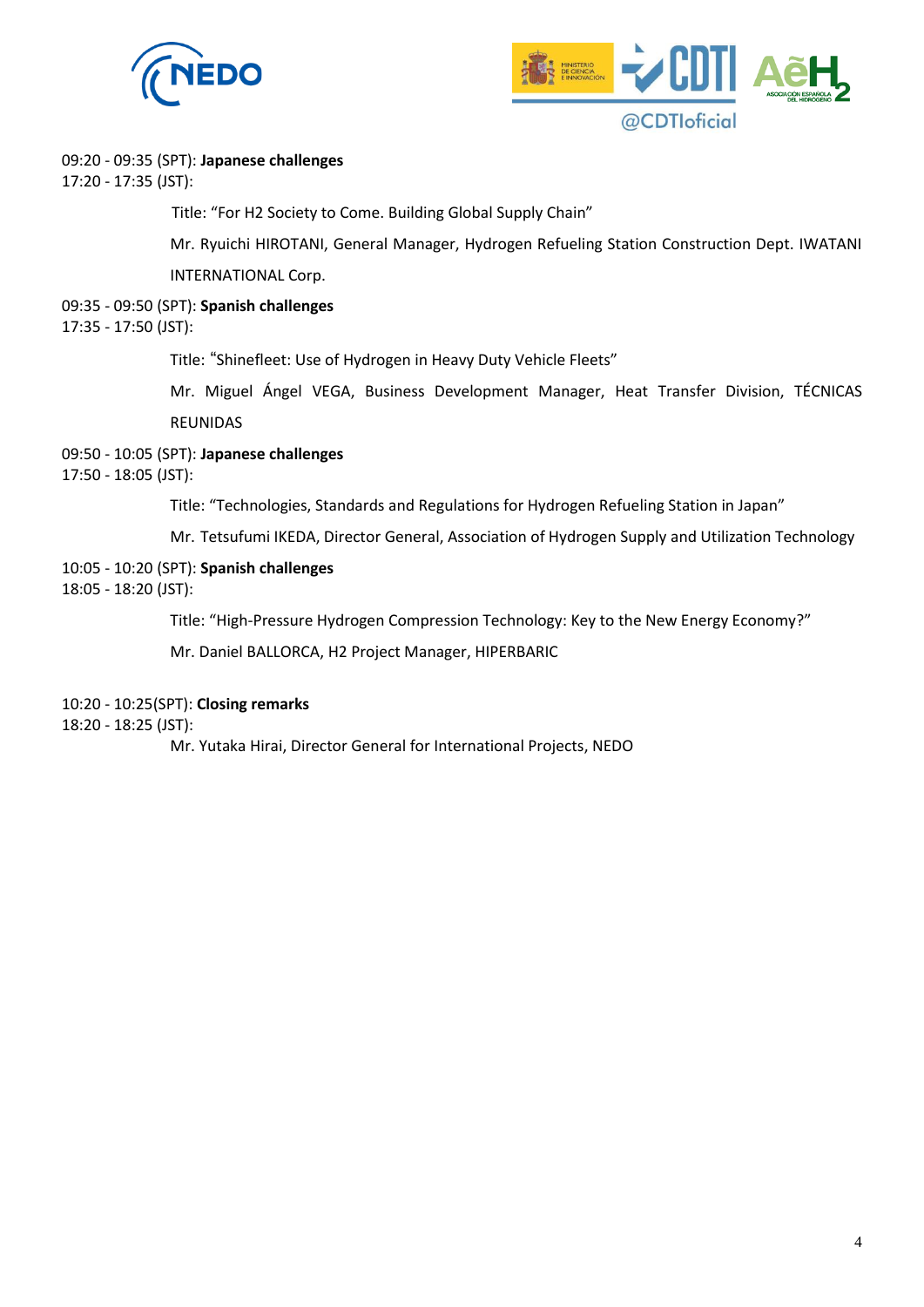09:20 - 09:35 (SPT): **Japanese challenges**
17:20 - 17:35 (JST):

Title: "For H2 Society to Come. Building Global Supply Chain"

Mr. Ryuichi HIROTANI, General Manager, Hydrogen Refueling Station Construction Dept. IWATANI INTERNATIONAL Corp.

09:35 - 09:50 (SPT): **Spanish challenges**
17:35 - 17:50 (JST):

Title: "Shinefleet: Use of Hydrogen in Heavy Duty Vehicle Fleets"

Mr. Miguel Ángel VEGA, Business Development Manager, Heat Transfer Division, TÉCNICAS REUNIDAS

09:50 - 10:05 (SPT): **Japanese challenges**
17:50 - 18:05 (JST):

Title: "Technologies, Standards and Regulations for Hydrogen Refueling Station in Japan"

Mr. Tetsufumi IKEDA, Director General, Association of Hydrogen Supply and Utilization Technology

10:05 - 10:20 (SPT): **Spanish challenges**
18:05 - 18:20 (JST):

Title: "High-Pressure Hydrogen Compression Technology: Key to the New Energy Economy?"

Mr. Daniel BALLORCA, H2 Project Manager, HIPERBARIC

10:20 - 10:25(SPT): **Closing remarks**
18:20 - 18:25 (JST):

Mr. Yutaka Hirai, Director General for International Projects, NEDO